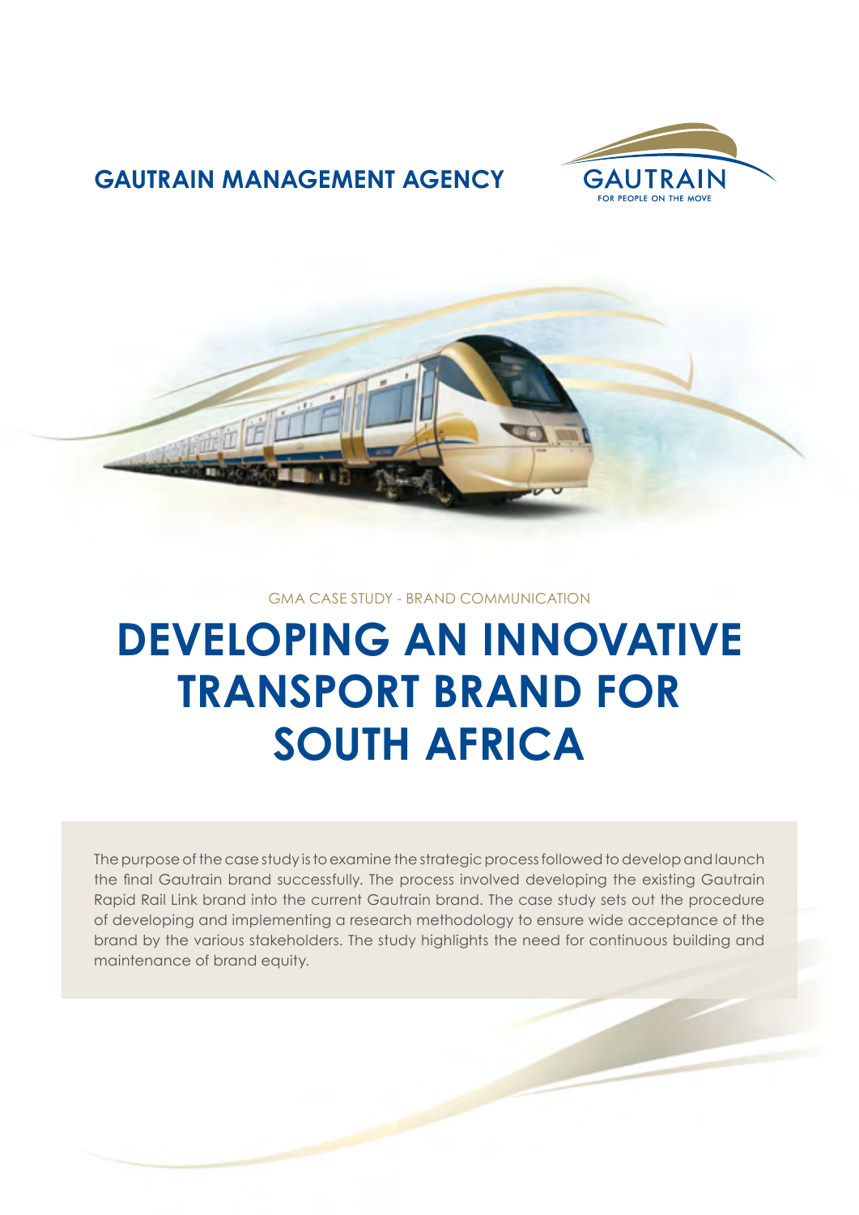**GAUTRAIN MANAGEMENT AGENCY**

GAUTRAIN
FOR PEOPLE ON THE MOVE

GMA CASE STUDY - BRAND COMMUNICATION

# DEVELOPING AN INNOVATIVE TRANSPORT BRAND FOR SOUTH AFRICA

The purpose of the case study is to examine the strategic process followed to develop and launch the final Gautrain brand successfully. The process involved developing the existing Gautrain Rapid Rail Link brand into the current Gautrain brand. The case study sets out the procedure of developing and implementing a research methodology to ensure wide acceptance of the brand by the various stakeholders. The study highlights the need for continuous building and maintenance of brand equity.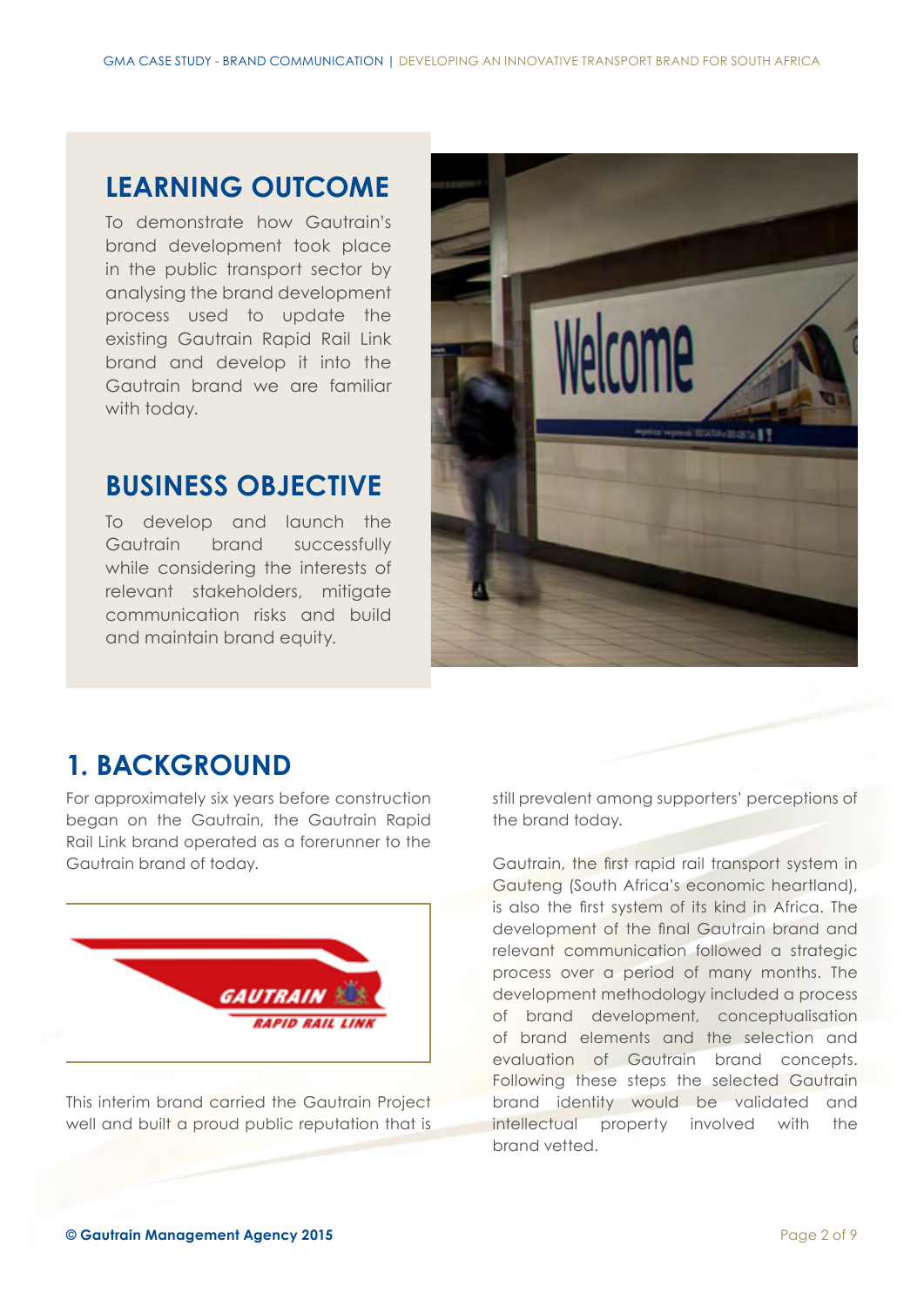## LEARNING OUTCOME

To demonstrate how Gautrain's brand development took place in the public transport sector by analysing the brand development process used to update the existing Gautrain Rapid Rail Link brand and develop it into the Gautrain brand we are familiar with today.

## BUSINESS OBJECTIVE

To develop and launch the Gautrain brand successfully while considering the interests of relevant stakeholders, mitigate communication risks and build and maintain brand equity.

# 1. BACKGROUND

For approximately six years before construction began on the Gautrain, the Gautrain Rapid Rail Link brand operated as a forerunner to the Gautrain brand of today.

GAUTRAIN
RAPID RAIL LINK

This interim brand carried the Gautrain Project well and built a proud public reputation that is still prevalent among supporters' perceptions of the brand today.

Gautrain, the first rapid rail transport system in Gauteng (South Africa's economic heartland), is also the first system of its kind in Africa. The development of the final Gautrain brand and relevant communication followed a strategic process over a period of many months. The development methodology included a process of brand development, conceptualisation of brand elements and the selection and evaluation of Gautrain brand concepts. Following these steps the selected Gautrain brand identity would be validated and intellectual property involved with the brand vetted.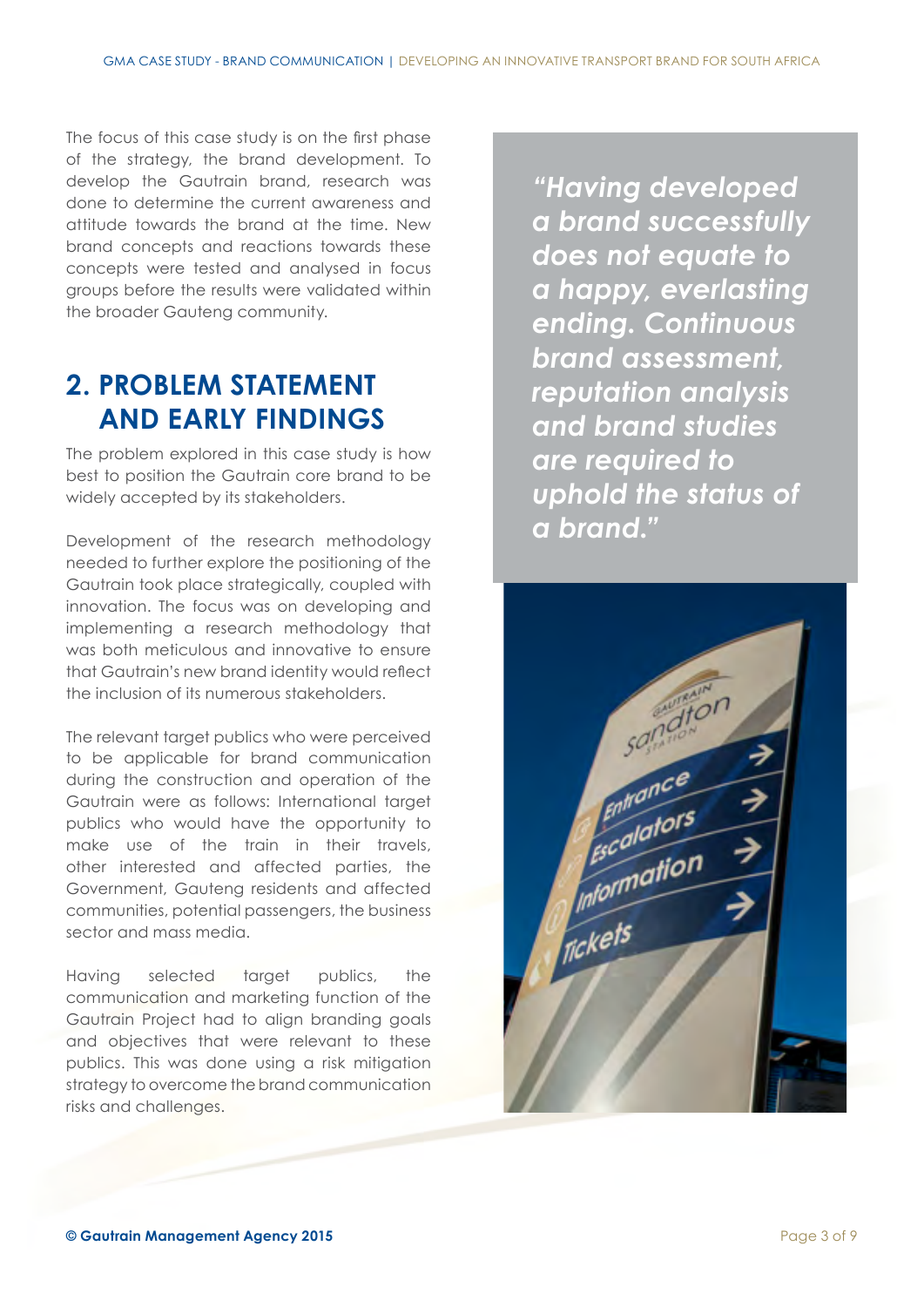The focus of this case study is on the first phase of the strategy, the brand development. To develop the Gautrain brand, research was done to determine the current awareness and attitude towards the brand at the time. New brand concepts and reactions towards these concepts were tested and analysed in focus groups before the results were validated within the broader Gauteng community.

## 2. PROBLEM STATEMENT AND EARLY FINDINGS

The problem explored in this case study is how best to position the Gautrain core brand to be widely accepted by its stakeholders.

Development of the research methodology needed to further explore the positioning of the Gautrain took place strategically, coupled with innovation. The focus was on developing and implementing a research methodology that was both meticulous and innovative to ensure that Gautrain's new brand identity would reflect the inclusion of its numerous stakeholders.

The relevant target publics who were perceived to be applicable for brand communication during the construction and operation of the Gautrain were as follows: International target publics who would have the opportunity to make use of the train in their travels, other interested and affected parties, the Government, Gauteng residents and affected communities, potential passengers, the business sector and mass media.

Having selected target publics, the communication and marketing function of the Gautrain Project had to align branding goals and objectives that were relevant to these publics. This was done using a risk mitigation strategy to overcome the brand communication risks and challenges.

***"Having developed a brand successfully does not equate to a happy, everlasting ending. Continuous brand assessment, reputation analysis and brand studies are required to uphold the status of a brand."***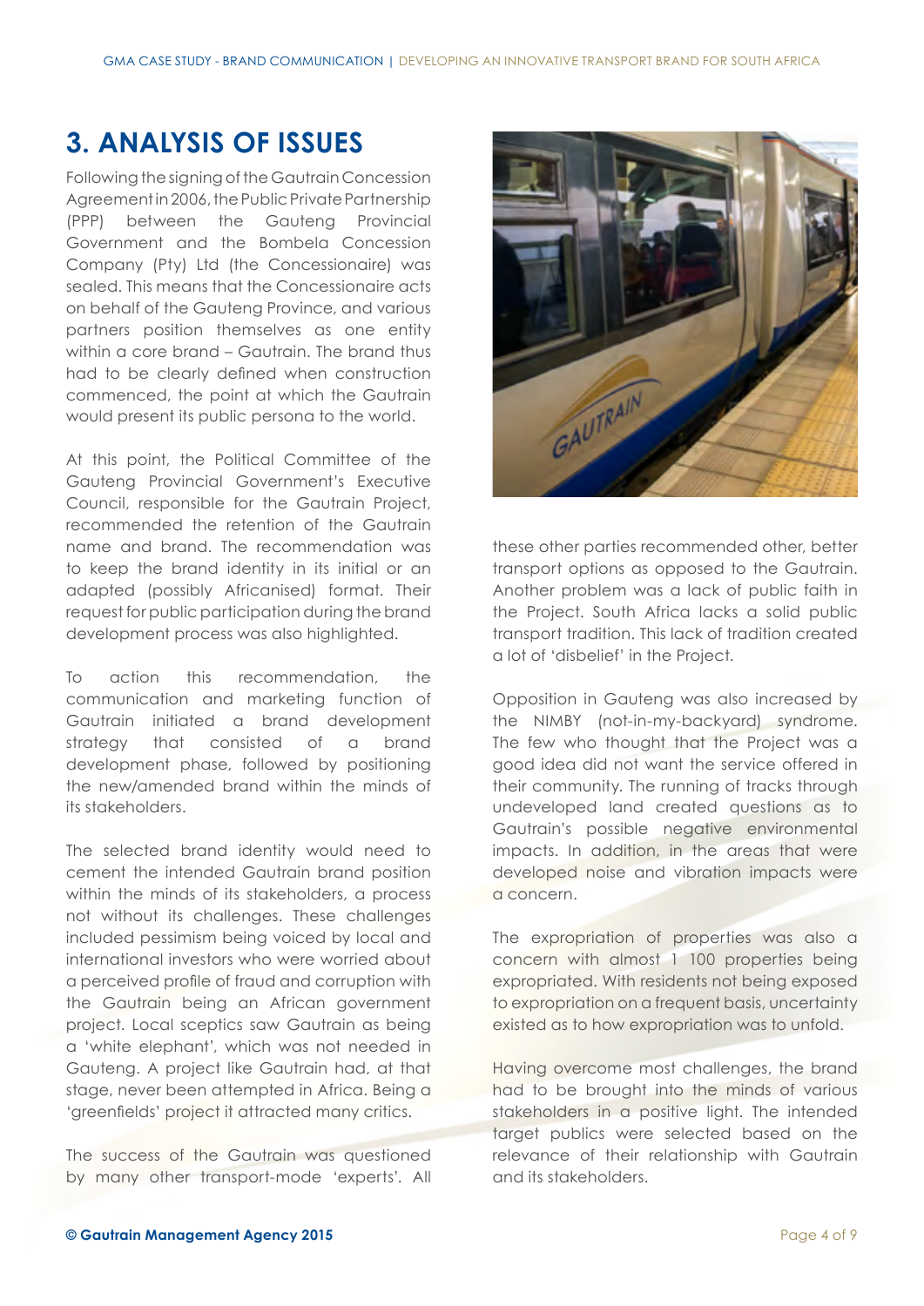# 3. ANALYSIS OF ISSUES

Following the signing of the Gautrain Concession Agreement in 2006, the Public Private Partnership (PPP) between the Gauteng Provincial Government and the Bombela Concession Company (Pty) Ltd (the Concessionaire) was sealed. This means that the Concessionaire acts on behalf of the Gauteng Province, and various partners position themselves as one entity within a core brand – Gautrain. The brand thus had to be clearly defined when construction commenced, the point at which the Gautrain would present its public persona to the world.

At this point, the Political Committee of the Gauteng Provincial Government's Executive Council, responsible for the Gautrain Project, recommended the retention of the Gautrain name and brand. The recommendation was to keep the brand identity in its initial or an adapted (possibly Africanised) format. Their request for public participation during the brand development process was also highlighted.

To action this recommendation, the communication and marketing function of Gautrain initiated a brand development strategy that consisted of a brand development phase, followed by positioning the new/amended brand within the minds of its stakeholders.

The selected brand identity would need to cement the intended Gautrain brand position within the minds of its stakeholders, a process not without its challenges. These challenges included pessimism being voiced by local and international investors who were worried about a perceived profile of fraud and corruption with the Gautrain being an African government project. Local sceptics saw Gautrain as being a 'white elephant', which was not needed in Gauteng. A project like Gautrain had, at that stage, never been attempted in Africa. Being a 'greenfields' project it attracted many critics.

The success of the Gautrain was questioned by many other transport-mode 'experts'. All these other parties recommended other, better transport options as opposed to the Gautrain. Another problem was a lack of public faith in the Project. South Africa lacks a solid public transport tradition. This lack of tradition created a lot of 'disbelief' in the Project.

Opposition in Gauteng was also increased by the NIMBY (not-in-my-backyard) syndrome. The few who thought that the Project was a good idea did not want the service offered in their community. The running of tracks through undeveloped land created questions as to Gautrain's possible negative environmental impacts. In addition, in the areas that were developed noise and vibration impacts were a concern.

The expropriation of properties was also a concern with almost 1 100 properties being expropriated. With residents not being exposed to expropriation on a frequent basis, uncertainty existed as to how expropriation was to unfold.

Having overcome most challenges, the brand had to be brought into the minds of various stakeholders in a positive light. The intended target publics were selected based on the relevance of their relationship with Gautrain and its stakeholders.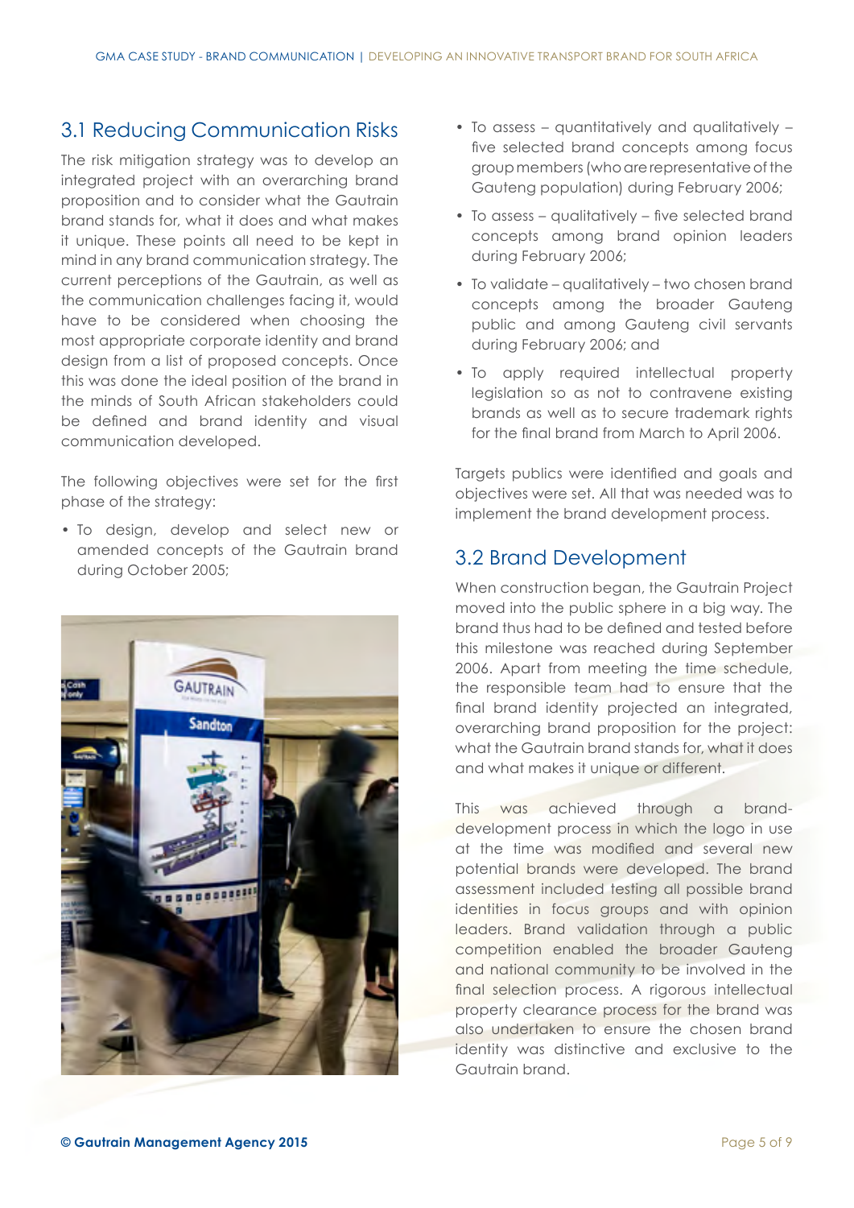## 3.1 Reducing Communication Risks

The risk mitigation strategy was to develop an integrated project with an overarching brand proposition and to consider what the Gautrain brand stands for, what it does and what makes it unique. These points all need to be kept in mind in any brand communication strategy. The current perceptions of the Gautrain, as well as the communication challenges facing it, would have to be considered when choosing the most appropriate corporate identity and brand design from a list of proposed concepts. Once this was done the ideal position of the brand in the minds of South African stakeholders could be defined and brand identity and visual communication developed.

The following objectives were set for the first phase of the strategy:

- To design, develop and select new or amended concepts of the Gautrain brand during October 2005;
- To assess – quantitatively and qualitatively – five selected brand concepts among focus group members (who are representative of the Gauteng population) during February 2006;
- To assess – qualitatively – five selected brand concepts among brand opinion leaders during February 2006;
- To validate – qualitatively – two chosen brand concepts among the broader Gauteng public and among Gauteng civil servants during February 2006; and
- To apply required intellectual property legislation so as not to contravene existing brands as well as to secure trademark rights for the final brand from March to April 2006.

Targets publics were identified and goals and objectives were set. All that was needed was to implement the brand development process.

## 3.2 Brand Development

When construction began, the Gautrain Project moved into the public sphere in a big way. The brand thus had to be defined and tested before this milestone was reached during September 2006. Apart from meeting the time schedule, the responsible team had to ensure that the final brand identity projected an integrated, overarching brand proposition for the project: what the Gautrain brand stands for, what it does and what makes it unique or different.

This was achieved through a brand-development process in which the logo in use at the time was modified and several new potential brands were developed. The brand assessment included testing all possible brand identities in focus groups and with opinion leaders. Brand validation through a public competition enabled the broader Gauteng and national community to be involved in the final selection process. A rigorous intellectual property clearance process for the brand was also undertaken to ensure the chosen brand identity was distinctive and exclusive to the Gautrain brand.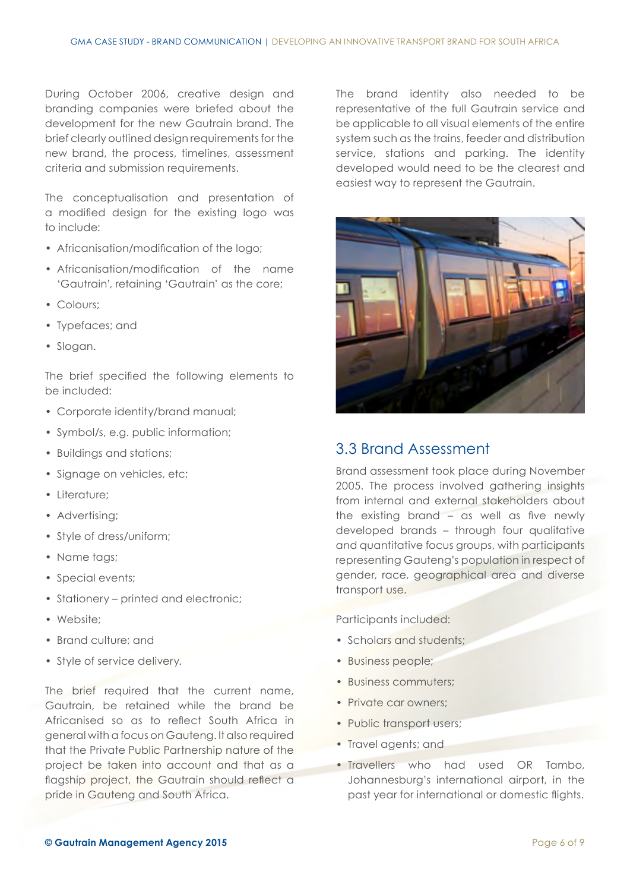During October 2006, creative design and branding companies were briefed about the development for the new Gautrain brand. The brief clearly outlined design requirements for the new brand, the process, timelines, assessment criteria and submission requirements.

The conceptualisation and presentation of a modified design for the existing logo was to include:

- Africanisation/modification of the logo;
- Africanisation/modification of the name 'Gautrain', retaining 'Gautrain' as the core;
- Colours;
- Typefaces; and
- Slogan.

The brief specified the following elements to be included:

- Corporate identity/brand manual;
- Symbol/s, e.g. public information;
- Buildings and stations;
- Signage on vehicles, etc;
- Literature;
- Advertising;
- Style of dress/uniform;
- Name tags;
- Special events;
- Stationery – printed and electronic;
- Website;
- Brand culture; and
- Style of service delivery.

The brief required that the current name, Gautrain, be retained while the brand be Africanised so as to reflect South Africa in general with a focus on Gauteng. It also required that the Private Public Partnership nature of the project be taken into account and that as a flagship project, the Gautrain should reflect a pride in Gauteng and South Africa.

The brand identity also needed to be representative of the full Gautrain service and be applicable to all visual elements of the entire system such as the trains, feeder and distribution service, stations and parking. The identity developed would need to be the clearest and easiest way to represent the Gautrain.

## 3.3 Brand Assessment

Brand assessment took place during November 2005. The process involved gathering insights from internal and external stakeholders about the existing brand – as well as five newly developed brands – through four qualitative and quantitative focus groups, with participants representing Gauteng's population in respect of gender, race, geographical area and diverse transport use.

Participants included:

- Scholars and students;
- Business people;
- Business commuters;
- Private car owners;
- Public transport users;
- Travel agents; and
- Travellers who had used OR Tambo, Johannesburg's international airport, in the past year for international or domestic flights.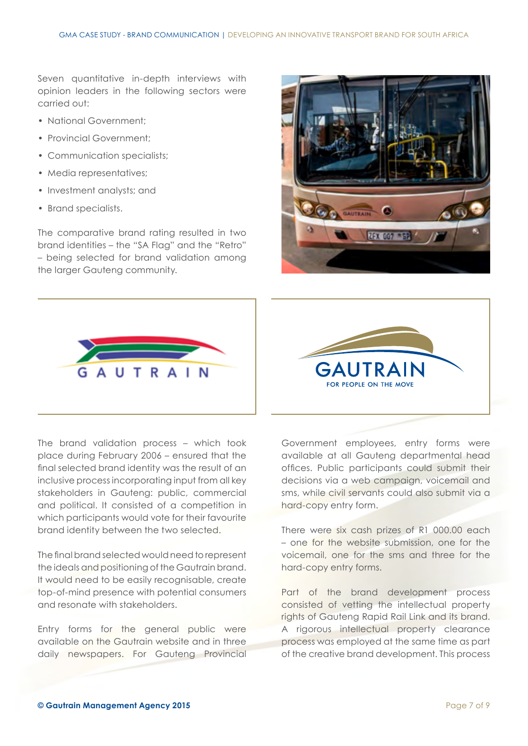Seven quantitative in-depth interviews with opinion leaders in the following sectors were carried out:

- National Government;
- Provincial Government;
- Communication specialists;
- Media representatives;
- Investment analysts; and
- Brand specialists.

The comparative brand rating resulted in two brand identities – the "SA Flag" and the "Retro" – being selected for brand validation among the larger Gauteng community.

GAUTRAIN

GAUTRAIN
FOR PEOPLE ON THE MOVE

The brand validation process – which took place during February 2006 – ensured that the final selected brand identity was the result of an inclusive process incorporating input from all key stakeholders in Gauteng: public, commercial and political. It consisted of a competition in which participants would vote for their favourite brand identity between the two selected.

The final brand selected would need to represent the ideals and positioning of the Gautrain brand. It would need to be easily recognisable, create top-of-mind presence with potential consumers and resonate with stakeholders.

Entry forms for the general public were available on the Gautrain website and in three daily newspapers. For Gauteng Provincial Government employees, entry forms were available at all Gauteng departmental head offices. Public participants could submit their decisions via a web campaign, voicemail and sms, while civil servants could also submit via a hard-copy entry form.

There were six cash prizes of R1 000.00 each – one for the website submission, one for the voicemail, one for the sms and three for the hard-copy entry forms.

Part of the brand development process consisted of vetting the intellectual property rights of Gauteng Rapid Rail Link and its brand. A rigorous intellectual property clearance process was employed at the same time as part of the creative brand development. This process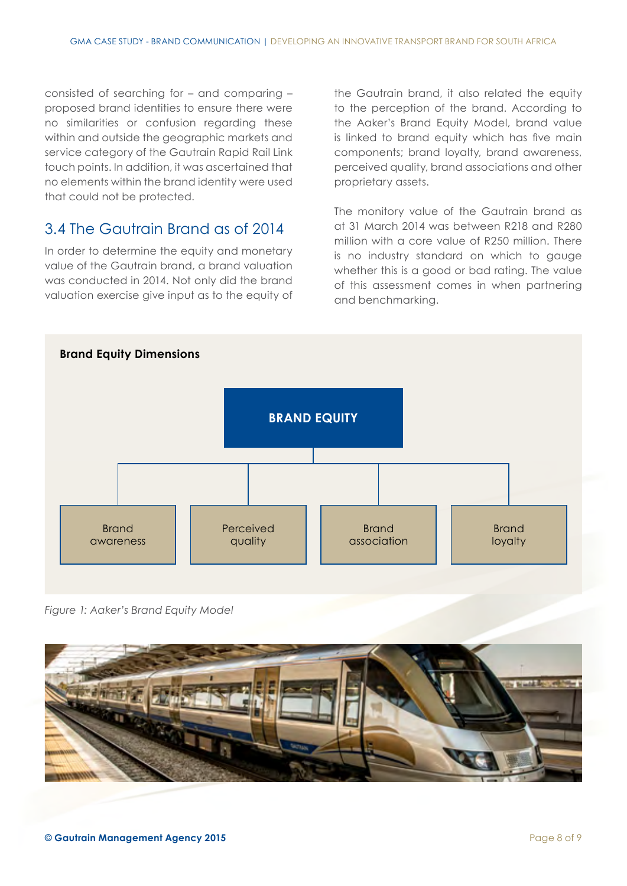consisted of searching for – and comparing – proposed brand identities to ensure there were no similarities or confusion regarding these within and outside the geographic markets and service category of the Gautrain Rapid Rail Link touch points. In addition, it was ascertained that no elements within the brand identity were used that could not be protected.

## 3.4 The Gautrain Brand as of 2014

In order to determine the equity and monetary value of the Gautrain brand, a brand valuation was conducted in 2014. Not only did the brand valuation exercise give input as to the equity of the Gautrain brand, it also related the equity to the perception of the brand. According to the Aaker's Brand Equity Model, brand value is linked to brand equity which has five main components; brand loyalty, brand awareness, perceived quality, brand associations and other proprietary assets.

The monitory value of the Gautrain brand as at 31 March 2014 was between R218 and R280 million with a core value of R250 million. There is no industry standard on which to gauge whether this is a good or bad rating. The value of this assessment comes in when partnering and benchmarking.

**Brand Equity Dimensions**

BRAND EQUITY

Brand awareness

Perceived quality

Brand association

Brand loyalty

*Figure 1: Aaker's Brand Equity Model*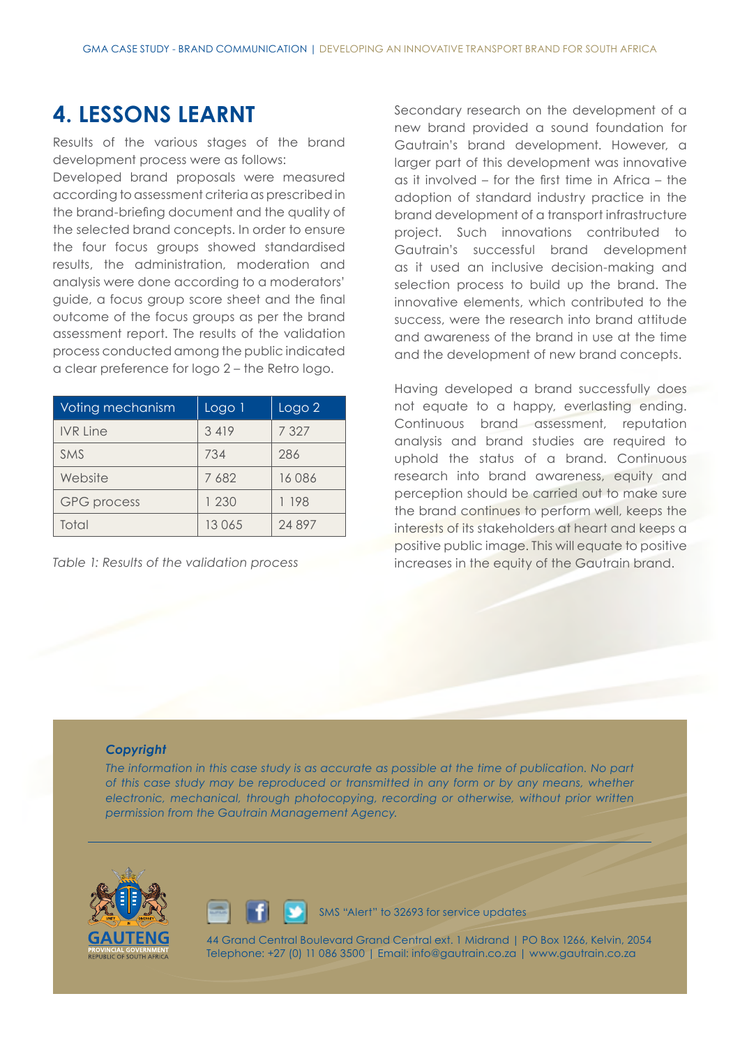## 4. LESSONS LEARNT

Results of the various stages of the brand development process were as follows:

Developed brand proposals were measured according to assessment criteria as prescribed in the brand-briefing document and the quality of the selected brand concepts. In order to ensure the four focus groups showed standardised results, the administration, moderation and analysis were done according to a moderators' guide, a focus group score sheet and the final outcome of the focus groups as per the brand assessment report. The results of the validation process conducted among the public indicated a clear preference for logo 2 – the Retro logo.

| Voting mechanism | Logo 1 | Logo 2 |
|---|---|---|
| IVR Line | 3 419 | 7 327 |
| SMS | 734 | 286 |
| Website | 7 682 | 16 086 |
| GPG process | 1 230 | 1 198 |
| Total | 13 065 | 24 897 |

*Table 1: Results of the validation process*

Secondary research on the development of a new brand provided a sound foundation for Gautrain's brand development. However, a larger part of this development was innovative as it involved – for the first time in Africa – the adoption of standard industry practice in the brand development of a transport infrastructure project. Such innovations contributed to Gautrain's successful brand development as it used an inclusive decision-making and selection process to build up the brand. The innovative elements, which contributed to the success, were the research into brand attitude and awareness of the brand in use at the time and the development of new brand concepts.

Having developed a brand successfully does not equate to a happy, everlasting ending. Continuous brand assessment, reputation analysis and brand studies are required to uphold the status of a brand. Continuous research into brand awareness, equity and perception should be carried out to make sure the brand continues to perform well, keeps the interests of its stakeholders at heart and keeps a positive public image. This will equate to positive increases in the equity of the Gautrain brand.

***Copyright***

*The information in this case study is as accurate as possible at the time of publication. No part of this case study may be reproduced or transmitted in any form or by any means, whether electronic, mechanical, through photocopying, recording or otherwise, without prior written permission from the Gautrain Management Agency.*

GAUTENG PROVINCIAL GOVERNMENT
REPUBLIC OF SOUTH AFRICA

SMS "Alert" to 32693 for service updates

44 Grand Central Boulevard Grand Central ext. 1 Midrand | PO Box 1266, Kelvin, 2054
Telephone: +27 (0) 11 086 3500 | Email: info@gautrain.co.za | www.gautrain.co.za